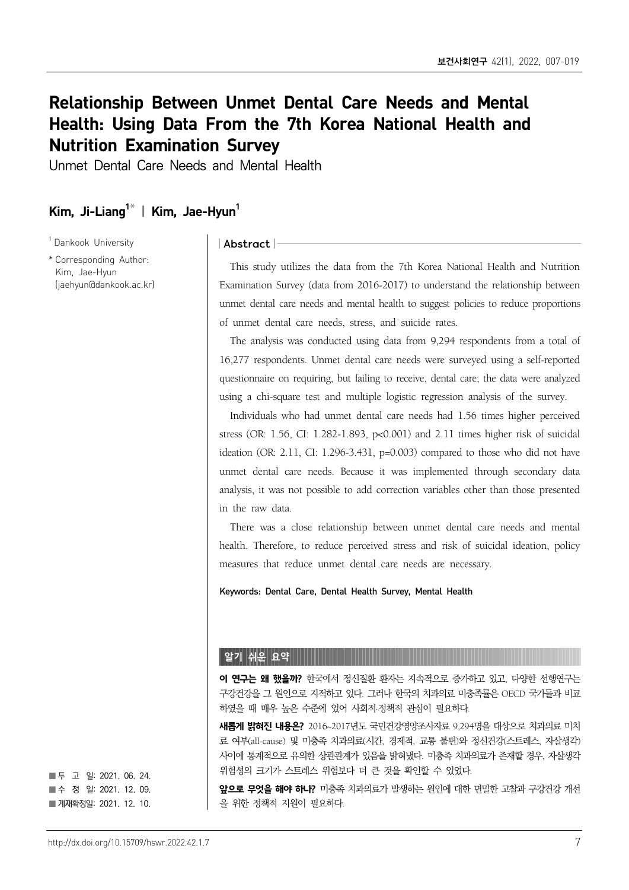# Relationship Between Unmet Dental Care Needs and Mental Health: Using Data From the 7th Korea National Health and Nutrition Examination Survey

Unmet Dental Care Needs and Mental Health

**Kim, Ji-Liang[1]* | Kim, Jae-Hyun[1]**

[1] Dankook University

* Corresponding Author: Kim, Jae-Hyun (jaehyun@dankook.ac.kr)

## Abstract

This study utilizes the data from the 7th Korea National Health and Nutrition Examination Survey (data from 2016-2017) to understand the relationship between unmet dental care needs and mental health to suggest policies to reduce proportions of unmet dental care needs, stress, and suicide rates.

The analysis was conducted using data from 9,294 respondents from a total of 16,277 respondents. Unmet dental care needs were surveyed using a self-reported questionnaire on requiring, but failing to receive, dental care; the data were analyzed using a chi-square test and multiple logistic regression analysis of the survey.

Individuals who had unmet dental care needs had 1.56 times higher perceived stress (OR: 1.56, CI: 1.282-1.893, $p<0.001$) and 2.11 times higher risk of suicidal ideation (OR: 2.11, CI: 1.296-3.431, $p=0.003$) compared to those who did not have unmet dental care needs. Because it was implemented through secondary data analysis, it was not possible to add correction variables other than those presented in the raw data.

There was a close relationship between unmet dental care needs and mental health. Therefore, to reduce perceived stress and risk of suicidal ideation, policy measures that reduce unmet dental care needs are necessary.

**Keywords: Dental Care, Dental Health Survey, Mental Health**

## 알기 쉬운 요약

**이 연구는 왜 했을까?** 한국에서 정신질환 환자는 지속적으로 증가하고 있고, 다양한 선행연구는 구강건강을 그 원인으로 지적하고 있다. 그러나 한국의 치과의료 미충족률은 OECD 국가들과 비교하였을 때 매우 높은 수준에 있어 사회적·정책적 관심이 필요하다.

**새롭게 밝혀진 내용은?** 2016~2017년도 국민건강영양조사자료 9,294명을 대상으로 치과의료 미치료 여부(all-cause) 및 미충족 치과의료(시간, 경제적, 교통 불편)와 정신건강(스트레스, 자살생각) 사이에 통계적으로 유의한 상관관계가 있음을 밝혀냈다. 미충족 치과의료가 존재할 경우, 자살생각 위험성의 크기가 스트레스 위험보다 더 큰 것을 확인할 수 있었다.

**앞으로 무엇을 해야 하나?** 미충족 치과의료가 발생하는 원인에 대한 면밀한 고찰과 구강건강 개선을 위한 정책적 지원이 필요하다.

■ 투 고 일: 2021. 06. 24.
■ 수 정 일: 2021. 12. 09.
■ 게재확정일: 2021. 12. 10.

http://dx.doi.org/10.15709/hswr.2022.42.1.7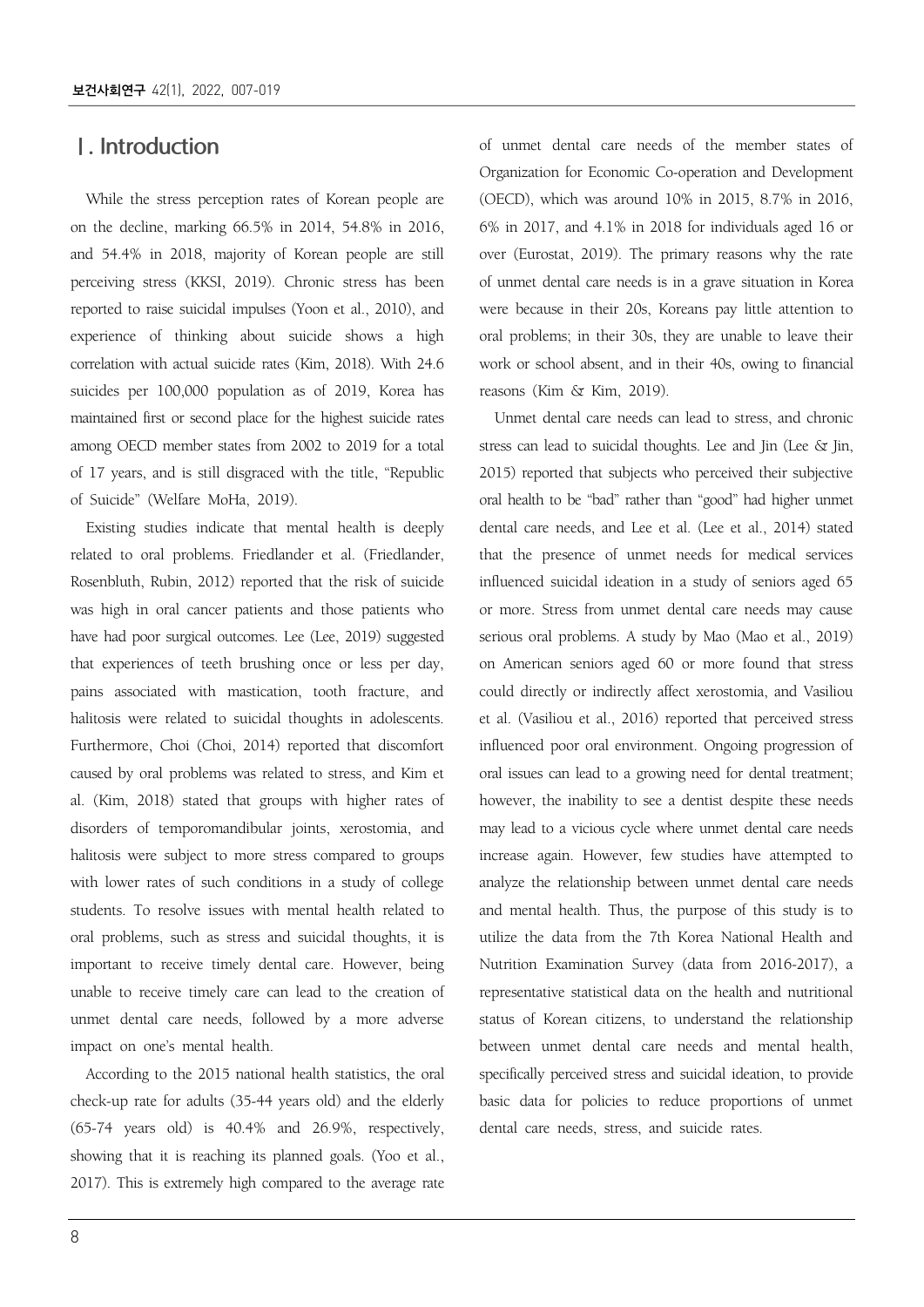# Ⅰ. Introduction

While the stress perception rates of Korean people are on the decline, marking 66.5% in 2014, 54.8% in 2016, and 54.4% in 2018, majority of Korean people are still perceiving stress (KKSI, 2019). Chronic stress has been reported to raise suicidal impulses (Yoon et al., 2010), and experience of thinking about suicide shows a high correlation with actual suicide rates (Kim, 2018). With 24.6 suicides per 100,000 population as of 2019, Korea has maintained first or second place for the highest suicide rates among OECD member states from 2002 to 2019 for a total of 17 years, and is still disgraced with the title, "Republic of Suicide" (Welfare MoHa, 2019).

Existing studies indicate that mental health is deeply related to oral problems. Friedlander et al. (Friedlander, Rosenbluth, Rubin, 2012) reported that the risk of suicide was high in oral cancer patients and those patients who have had poor surgical outcomes. Lee (Lee, 2019) suggested that experiences of teeth brushing once or less per day, pains associated with mastication, tooth fracture, and halitosis were related to suicidal thoughts in adolescents. Furthermore, Choi (Choi, 2014) reported that discomfort caused by oral problems was related to stress, and Kim et al. (Kim, 2018) stated that groups with higher rates of disorders of temporomandibular joints, xerostomia, and halitosis were subject to more stress compared to groups with lower rates of such conditions in a study of college students. To resolve issues with mental health related to oral problems, such as stress and suicidal thoughts, it is important to receive timely dental care. However, being unable to receive timely care can lead to the creation of unmet dental care needs, followed by a more adverse impact on one's mental health.

According to the 2015 national health statistics, the oral check-up rate for adults (35-44 years old) and the elderly (65-74 years old) is 40.4% and 26.9%, respectively, showing that it is reaching its planned goals. (Yoo et al., 2017). This is extremely high compared to the average rate of unmet dental care needs of the member states of Organization for Economic Co-operation and Development (OECD), which was around 10% in 2015, 8.7% in 2016, 6% in 2017, and 4.1% in 2018 for individuals aged 16 or over (Eurostat, 2019). The primary reasons why the rate of unmet dental care needs is in a grave situation in Korea were because in their 20s, Koreans pay little attention to oral problems; in their 30s, they are unable to leave their work or school absent, and in their 40s, owing to financial reasons (Kim & Kim, 2019).

Unmet dental care needs can lead to stress, and chronic stress can lead to suicidal thoughts. Lee and Jin (Lee & Jin, 2015) reported that subjects who perceived their subjective oral health to be "bad" rather than "good" had higher unmet dental care needs, and Lee et al. (Lee et al., 2014) stated that the presence of unmet needs for medical services influenced suicidal ideation in a study of seniors aged 65 or more. Stress from unmet dental care needs may cause serious oral problems. A study by Mao (Mao et al., 2019) on American seniors aged 60 or more found that stress could directly or indirectly affect xerostomia, and Vasiliou et al. (Vasiliou et al., 2016) reported that perceived stress influenced poor oral environment. Ongoing progression of oral issues can lead to a growing need for dental treatment; however, the inability to see a dentist despite these needs may lead to a vicious cycle where unmet dental care needs increase again. However, few studies have attempted to analyze the relationship between unmet dental care needs and mental health. Thus, the purpose of this study is to utilize the data from the 7th Korea National Health and Nutrition Examination Survey (data from 2016-2017), a representative statistical data on the health and nutritional status of Korean citizens, to understand the relationship between unmet dental care needs and mental health, specifically perceived stress and suicidal ideation, to provide basic data for policies to reduce proportions of unmet dental care needs, stress, and suicide rates.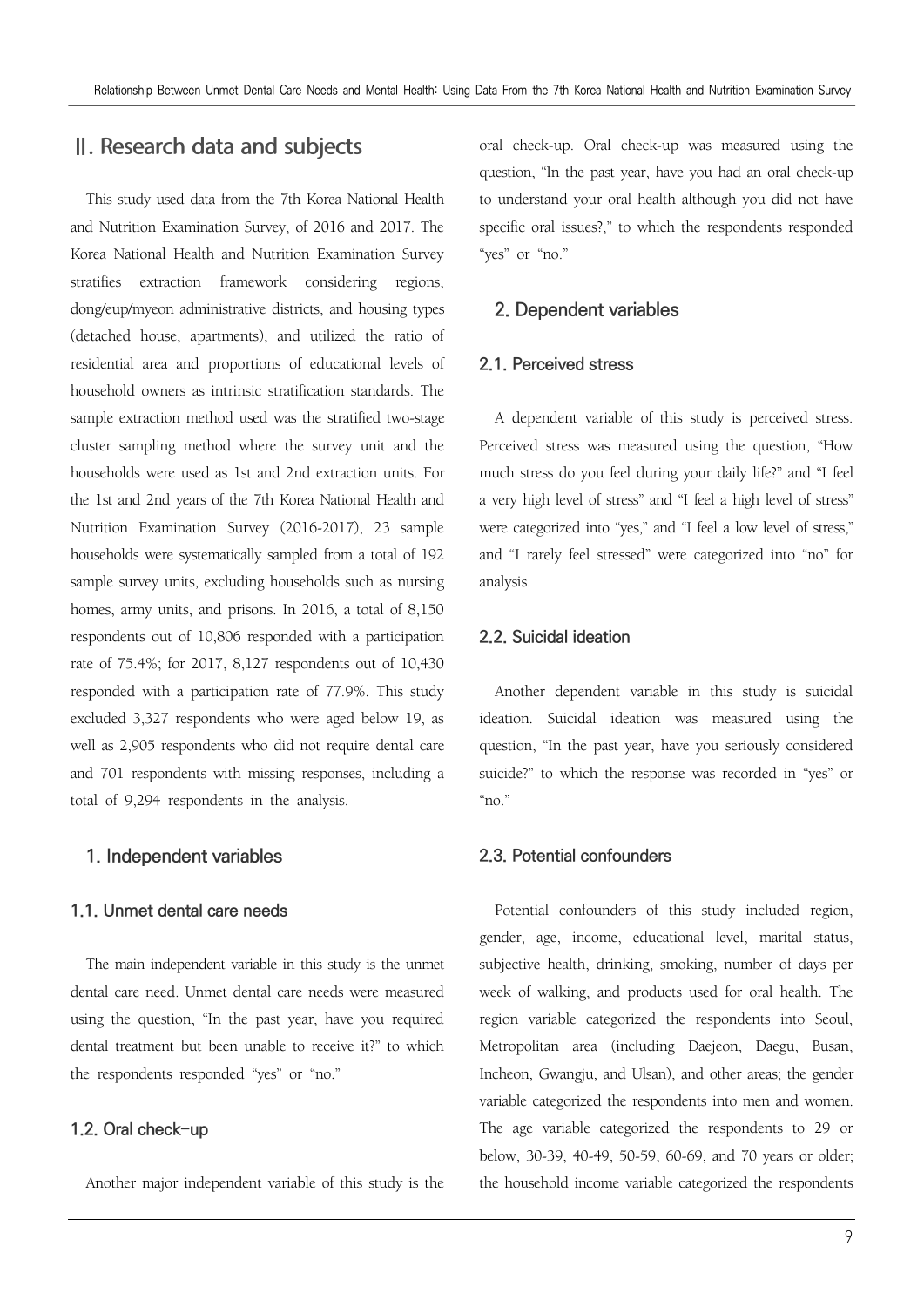## II. Research data and subjects

This study used data from the 7th Korea National Health and Nutrition Examination Survey, of 2016 and 2017. The Korea National Health and Nutrition Examination Survey stratifies extraction framework considering regions, dong/eup/myeon administrative districts, and housing types (detached house, apartments), and utilized the ratio of residential area and proportions of educational levels of household owners as intrinsic stratification standards. The sample extraction method used was the stratified two-stage cluster sampling method where the survey unit and the households were used as 1st and 2nd extraction units. For the 1st and 2nd years of the 7th Korea National Health and Nutrition Examination Survey (2016-2017), 23 sample households were systematically sampled from a total of 192 sample survey units, excluding households such as nursing homes, army units, and prisons. In 2016, a total of 8,150 respondents out of 10,806 responded with a participation rate of 75.4%; for 2017, 8,127 respondents out of 10,430 responded with a participation rate of 77.9%. This study excluded 3,327 respondents who were aged below 19, as well as 2,905 respondents who did not require dental care and 701 respondents with missing responses, including a total of 9,294 respondents in the analysis.

### 1. Independent variables

#### 1.1. Unmet dental care needs

The main independent variable in this study is the unmet dental care need. Unmet dental care needs were measured using the question, "In the past year, have you required dental treatment but been unable to receive it?" to which the respondents responded "yes" or "no."

#### 1.2. Oral check-up

Another major independent variable of this study is the oral check-up. Oral check-up was measured using the question, "In the past year, have you had an oral check-up to understand your oral health although you did not have specific oral issues?," to which the respondents responded "yes" or "no."

### 2. Dependent variables

#### 2.1. Perceived stress

A dependent variable of this study is perceived stress. Perceived stress was measured using the question, "How much stress do you feel during your daily life?" and "I feel a very high level of stress" and "I feel a high level of stress" were categorized into "yes," and "I feel a low level of stress," and "I rarely feel stressed" were categorized into "no" for analysis.

#### 2.2. Suicidal ideation

Another dependent variable in this study is suicidal ideation. Suicidal ideation was measured using the question, "In the past year, have you seriously considered suicide?" to which the response was recorded in "yes" or "no."

#### 2.3. Potential confounders

Potential confounders of this study included region, gender, age, income, educational level, marital status, subjective health, drinking, smoking, number of days per week of walking, and products used for oral health. The region variable categorized the respondents into Seoul, Metropolitan area (including Daejeon, Daegu, Busan, Incheon, Gwangju, and Ulsan), and other areas; the gender variable categorized the respondents into men and women. The age variable categorized the respondents to 29 or below, 30-39, 40-49, 50-59, 60-69, and 70 years or older; the household income variable categorized the respondents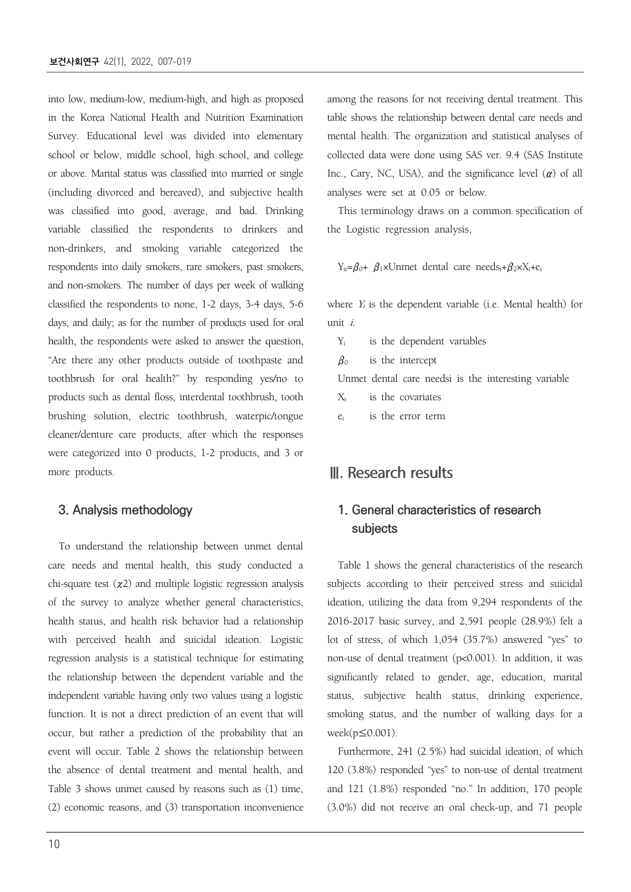into low, medium-low, medium-high, and high as proposed in the Korea National Health and Nutrition Examination Survey. Educational level was divided into elementary school or below, middle school, high school, and college or above. Marital status was classified into married or single (including divorced and bereaved), and subjective health was classified into good, average, and bad. Drinking variable classified the respondents to drinkers and non-drinkers, and smoking variable categorized the respondents into daily smokers, rare smokers, past smokers, and non-smokers. The number of days per week of walking classified the respondents to none, 1-2 days, 3-4 days, 5-6 days, and daily; as for the number of products used for oral health, the respondents were asked to answer the question, "Are there any other products outside of toothpaste and toothbrush for oral health?" by responding yes/no to products such as dental floss, interdental toothbrush, tooth brushing solution, electric toothbrush, waterpic/tongue cleaner/denture care products, after which the responses were categorized into 0 products, 1-2 products, and 3 or more products.

### 3. Analysis methodology

To understand the relationship between unmet dental care needs and mental health, this study conducted a chi-square test ($\chi 2$) and multiple logistic regression analysis of the survey to analyze whether general characteristics, health status, and health risk behavior had a relationship with perceived health and suicidal ideation. Logistic regression analysis is a statistical technique for estimating the relationship between the dependent variable and the independent variable having only two values using a logistic function. It is not a direct prediction of an event that will occur, but rather a prediction of the probability that an event will occur. Table 2 shows the relationship between the absence of dental treatment and mental health, and Table 3 shows unmet caused by reasons such as (1) time, (2) economic reasons, and (3) transportation inconvenience among the reasons for not receiving dental treatment. This table shows the relationship between dental care needs and mental health. The organization and statistical analyses of collected data were done using SAS ver. 9.4 (SAS Institute Inc., Cary, NC, USA), and the significance level ($\alpha$) of all analyses were set at 0.05 or below.

This terminology draws on a common specification of the Logistic regression analysis,

$$Y_{it}=\beta_0+ \beta_1 \times \text{Unmet dental care needs}_i+\beta_2 \times X_i+e_i$$

where $Y_i$ is the dependent variable (i.e. Mental health) for unit $i$.

$Y_i$ is the dependent variables

$\beta_0$ is the intercept

Unmet dental care needsi is the interesting variable

$X_i$ is the covariates

$e_i$ is the error term

## Ⅲ. Research results

### 1. General characteristics of research subjects

Table 1 shows the general characteristics of the research subjects according to their perceived stress and suicidal ideation, utilizing the data from 9,294 respondents of the 2016-2017 basic survey, and 2,591 people (28.9%) felt a lot of stress, of which 1,054 (35.7%) answered "yes" to non-use of dental treatment ($p<0.001$). In addition, it was significantly related to gender, age, education, marital status, subjective health status, drinking experience, smoking status, and the number of walking days for a week($p \leq 0.001$).

Furthermore, 241 (2.5%) had suicidal ideation, of which 120 (3.8%) responded "yes" to non-use of dental treatment and 121 (1.8%) responded "no." In addition, 170 people (3.0%) did not receive an oral check-up, and 71 people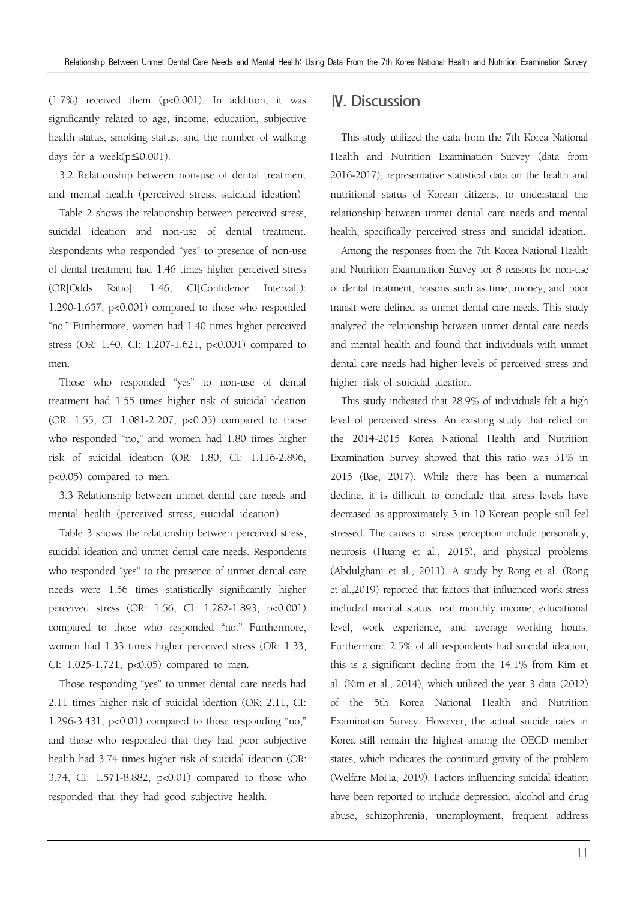(1.7%) received them ($p<0.001$). In addition, it was significantly related to age, income, education, subjective health status, smoking status, and the number of walking days for a week($p \leq 0.001$).

3.2 Relationship between non-use of dental treatment and mental health (perceived stress, suicidal ideation)

Table 2 shows the relationship between perceived stress, suicidal ideation and non-use of dental treatment. Respondents who responded "yes" to presence of non-use of dental treatment had 1.46 times higher perceived stress (OR[Odds Ratio]: 1.46, CI[Confidence Interval]): 1.290-1.657, $p<0.001$) compared to those who responded "no." Furthermore, women had 1.40 times higher perceived stress (OR: 1.40, CI: 1.207-1.621, $p<0.001$) compared to men.

Those who responded "yes" to non-use of dental treatment had 1.55 times higher risk of suicidal ideation (OR: 1.55, CI: 1.081-2.207, $p<0.05$) compared to those who responded "no," and women had 1.80 times higher risk of suicidal ideation (OR: 1.80, CI: 1.116-2.896, $p<0.05$) compared to men.

3.3 Relationship between unmet dental care needs and mental health (perceived stress, suicidal ideation)

Table 3 shows the relationship between perceived stress, suicidal ideation and unmet dental care needs. Respondents who responded "yes" to the presence of unmet dental care needs were 1.56 times statistically significantly higher perceived stress (OR: 1.56, CI: 1.282-1.893, $p<0.001$) compared to those who responded "no." Furthermore, women had 1.33 times higher perceived stress (OR: 1.33, CI: 1.025-1.721, $p<0.05$) compared to men.

Those responding "yes" to unmet dental care needs had 2.11 times higher risk of suicidal ideation (OR: 2.11, CI: 1.296-3.431, $p<0.01$) compared to those responding "no," and those who responded that they had poor subjective health had 3.74 times higher risk of suicidal ideation (OR: 3.74, CI: 1.571-8.882, $p<0.01$) compared to those who responded that they had good subjective health.

## Ⅳ. Discussion

This study utilized the data from the 7th Korea National Health and Nutrition Examination Survey (data from 2016-2017), representative statistical data on the health and nutritional status of Korean citizens, to understand the relationship between unmet dental care needs and mental health, specifically perceived stress and suicidal ideation.

Among the responses from the 7th Korea National Health and Nutrition Examination Survey for 8 reasons for non-use of dental treatment, reasons such as time, money, and poor transit were defined as unmet dental care needs. This study analyzed the relationship between unmet dental care needs and mental health and found that individuals with unmet dental care needs had higher levels of perceived stress and higher risk of suicidal ideation.

This study indicated that 28.9% of individuals felt a high level of perceived stress. An existing study that relied on the 2014-2015 Korea National Health and Nutrition Examination Survey showed that this ratio was 31% in 2015 (Bae, 2017). While there has been a numerical decline, it is difficult to conclude that stress levels have decreased as approximately 3 in 10 Korean people still feel stressed. The causes of stress perception include personality, neurosis (Huang et al., 2015), and physical problems (Abdulghani et al., 2011). A study by Rong et al. (Rong et al.,2019) reported that factors that influenced work stress included marital status, real monthly income, educational level, work experience, and average working hours. Furthermore, 2.5% of all respondents had suicidal ideation; this is a significant decline from the 14.1% from Kim et al. (Kim et al., 2014), which utilized the year 3 data (2012) of the 5th Korea National Health and Nutrition Examination Survey. However, the actual suicide rates in Korea still remain the highest among the OECD member states, which indicates the continued gravity of the problem (Welfare MoHa, 2019). Factors influencing suicidal ideation have been reported to include depression, alcohol and drug abuse, schizophrenia, unemployment, frequent address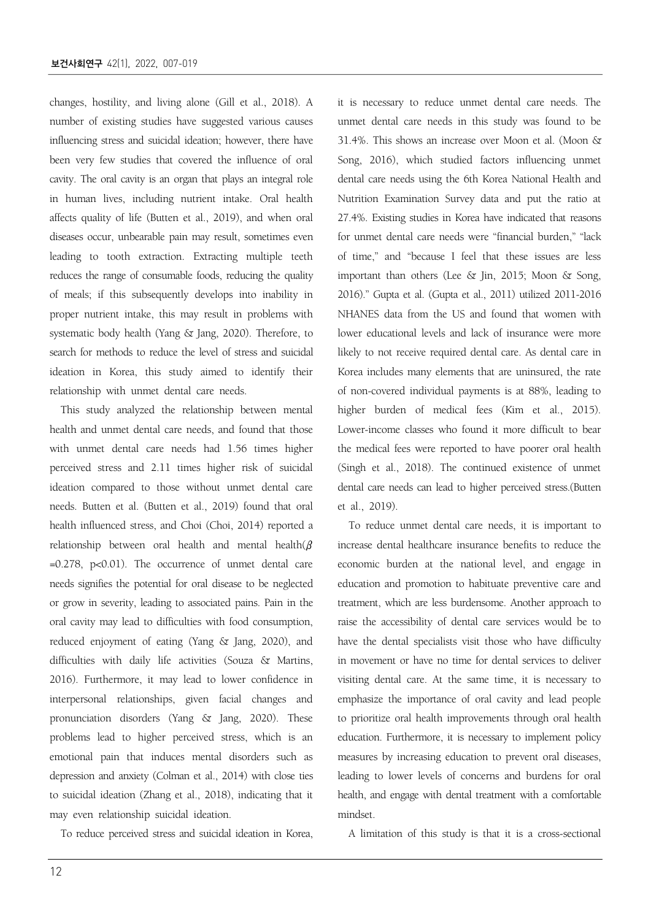changes, hostility, and living alone (Gill et al., 2018). A number of existing studies have suggested various causes influencing stress and suicidal ideation; however, there have been very few studies that covered the influence of oral cavity. The oral cavity is an organ that plays an integral role in human lives, including nutrient intake. Oral health affects quality of life (Butten et al., 2019), and when oral diseases occur, unbearable pain may result, sometimes even leading to tooth extraction. Extracting multiple teeth reduces the range of consumable foods, reducing the quality of meals; if this subsequently develops into inability in proper nutrient intake, this may result in problems with systematic body health (Yang & Jang, 2020). Therefore, to search for methods to reduce the level of stress and suicidal ideation in Korea, this study aimed to identify their relationship with unmet dental care needs.

This study analyzed the relationship between mental health and unmet dental care needs, and found that those with unmet dental care needs had 1.56 times higher perceived stress and 2.11 times higher risk of suicidal ideation compared to those without unmet dental care needs. Butten et al. (Butten et al., 2019) found that oral health influenced stress, and Choi (Choi, 2014) reported a relationship between oral health and mental health($\beta$ =0.278, p<0.01). The occurrence of unmet dental care needs signifies the potential for oral disease to be neglected or grow in severity, leading to associated pains. Pain in the oral cavity may lead to difficulties with food consumption, reduced enjoyment of eating (Yang & Jang, 2020), and difficulties with daily life activities (Souza & Martins, 2016). Furthermore, it may lead to lower confidence in interpersonal relationships, given facial changes and pronunciation disorders (Yang & Jang, 2020). These problems lead to higher perceived stress, which is an emotional pain that induces mental disorders such as depression and anxiety (Colman et al., 2014) with close ties to suicidal ideation (Zhang et al., 2018), indicating that it may even relationship suicidal ideation.

To reduce perceived stress and suicidal ideation in Korea, it is necessary to reduce unmet dental care needs. The unmet dental care needs in this study was found to be 31.4%. This shows an increase over Moon et al. (Moon & Song, 2016), which studied factors influencing unmet dental care needs using the 6th Korea National Health and Nutrition Examination Survey data and put the ratio at 27.4%. Existing studies in Korea have indicated that reasons for unmet dental care needs were "financial burden," "lack of time," and "because I feel that these issues are less important than others (Lee & Jin, 2015; Moon & Song, 2016)." Gupta et al. (Gupta et al., 2011) utilized 2011-2016 NHANES data from the US and found that women with lower educational levels and lack of insurance were more likely to not receive required dental care. As dental care in Korea includes many elements that are uninsured, the rate of non-covered individual payments is at 88%, leading to higher burden of medical fees (Kim et al., 2015). Lower-income classes who found it more difficult to bear the medical fees were reported to have poorer oral health (Singh et al., 2018). The continued existence of unmet dental care needs can lead to higher perceived stress.(Butten et al., 2019).

To reduce unmet dental care needs, it is important to increase dental healthcare insurance benefits to reduce the economic burden at the national level, and engage in education and promotion to habituate preventive care and treatment, which are less burdensome. Another approach to raise the accessibility of dental care services would be to have the dental specialists visit those who have difficulty in movement or have no time for dental services to deliver visiting dental care. At the same time, it is necessary to emphasize the importance of oral cavity and lead people to prioritize oral health improvements through oral health education. Furthermore, it is necessary to implement policy measures by increasing education to prevent oral diseases, leading to lower levels of concerns and burdens for oral health, and engage with dental treatment with a comfortable mindset.

A limitation of this study is that it is a cross-sectional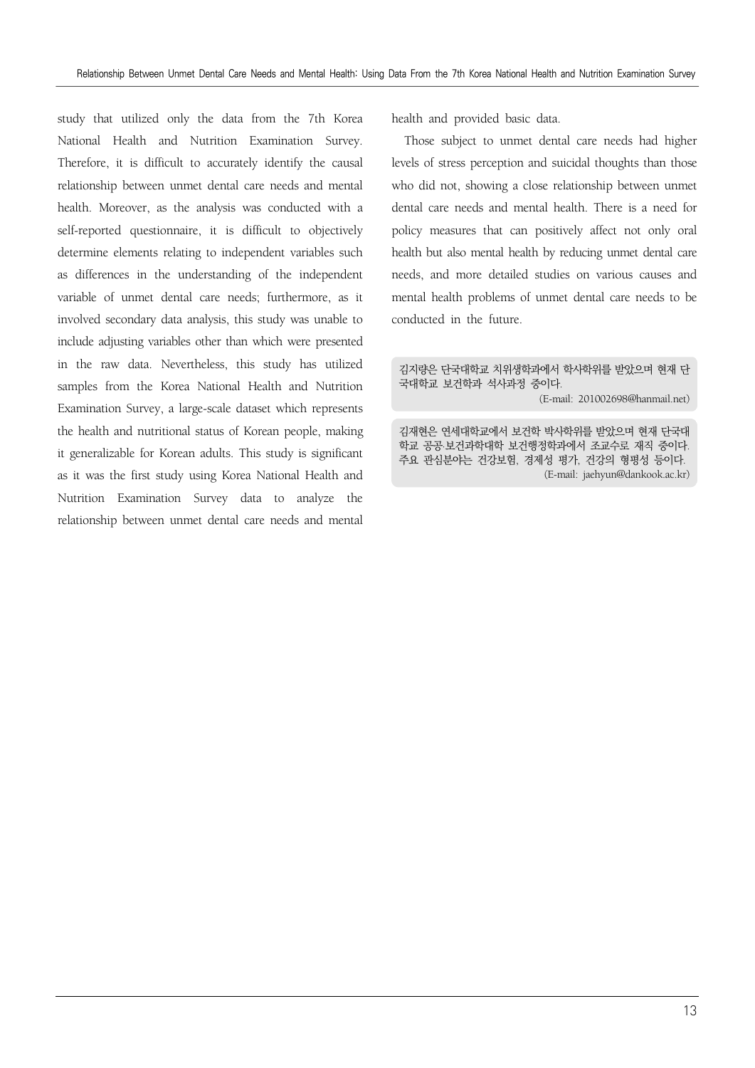study that utilized only the data from the 7th Korea National Health and Nutrition Examination Survey. Therefore, it is difficult to accurately identify the causal relationship between unmet dental care needs and mental health. Moreover, as the analysis was conducted with a self-reported questionnaire, it is difficult to objectively determine elements relating to independent variables such as differences in the understanding of the independent variable of unmet dental care needs; furthermore, as it involved secondary data analysis, this study was unable to include adjusting variables other than which were presented in the raw data. Nevertheless, this study has utilized samples from the Korea National Health and Nutrition Examination Survey, a large-scale dataset which represents the health and nutritional status of Korean people, making it generalizable for Korean adults. This study is significant as it was the first study using Korea National Health and Nutrition Examination Survey data to analyze the relationship between unmet dental care needs and mental health and provided basic data.

Those subject to unmet dental care needs had higher levels of stress perception and suicidal thoughts than those who did not, showing a close relationship between unmet dental care needs and mental health. There is a need for policy measures that can positively affect not only oral health but also mental health by reducing unmet dental care needs, and more detailed studies on various causes and mental health problems of unmet dental care needs to be conducted in the future.

김지량은 단국대학교 치위생학과에서 학사학위를 받았으며 현재 단국대학교 보건학과 석사과정 중이다.
(E-mail: 201002698@hanmail.net)

김재현은 연세대학교에서 보건학 박사학위를 받았으며 현재 단국대학교 공공·보건과학대학 보건행정학과에서 조교수로 재직 중이다. 주요 관심분야는 건강보험, 경제성 평가, 건강의 형평성 등이다.
(E-mail: jaehyun@dankook.ac.kr)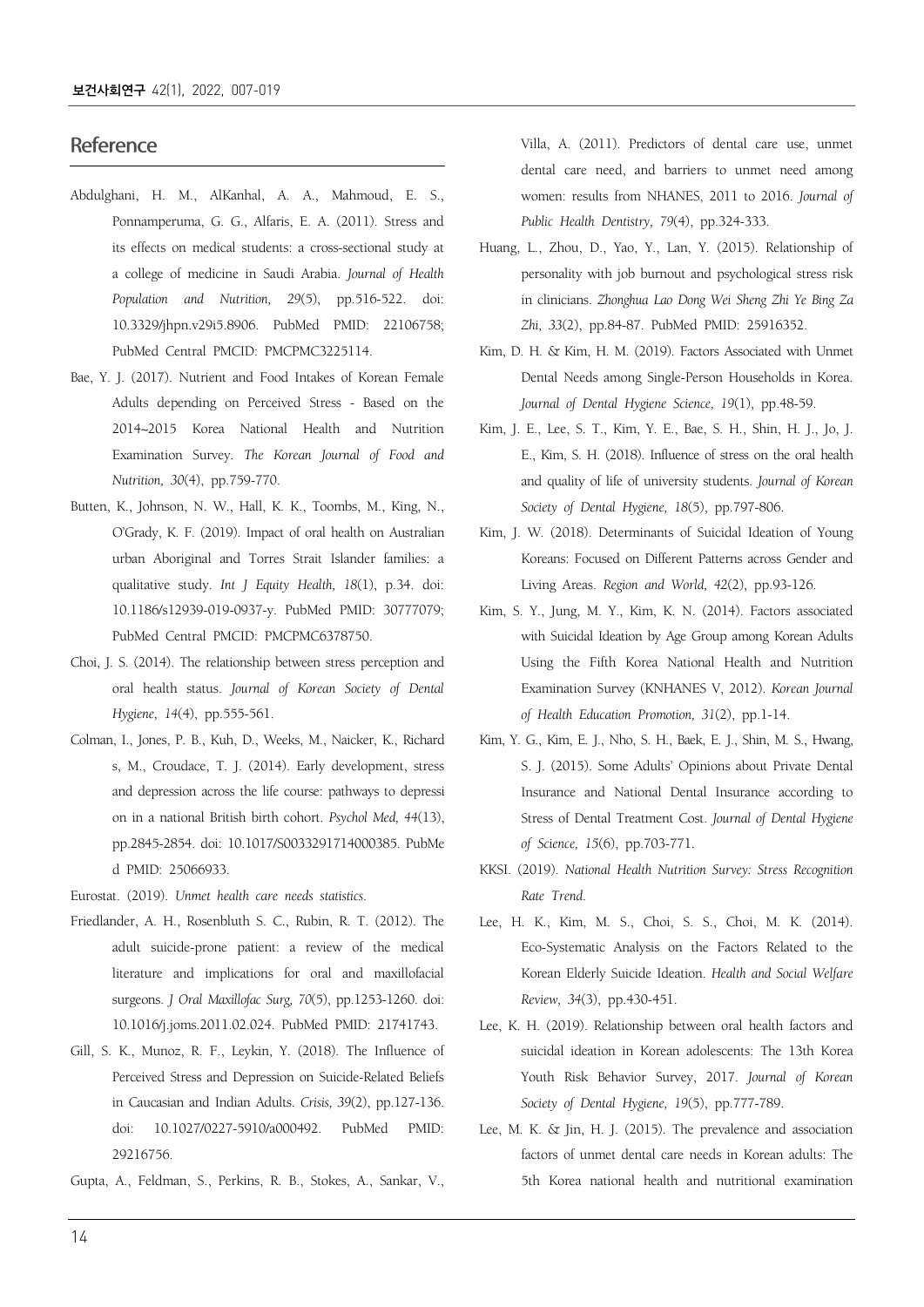## Reference

Abdulghani, H. M., AlKanhal, A. A., Mahmoud, E. S., Ponnamperuma, G. G., Alfaris, E. A. (2011). Stress and its effects on medical students: a cross-sectional study at a college of medicine in Saudi Arabia. *Journal of Health Population and Nutrition, 29*(5), pp.516-522. doi: 10.3329/jhpn.v29i5.8906. PubMed PMID: 22106758; PubMed Central PMCID: PMCPMC3225114.

Bae, Y. J. (2017). Nutrient and Food Intakes of Korean Female Adults depending on Perceived Stress - Based on the 2014~2015 Korea National Health and Nutrition Examination Survey. *The Korean Journal of Food and Nutrition, 30*(4), pp.759-770.

Butten, K., Johnson, N. W., Hall, K. K., Toombs, M., King, N., O'Grady, K. F. (2019). Impact of oral health on Australian urban Aboriginal and Torres Strait Islander families: a qualitative study. *Int J Equity Health, 18*(1), p.34. doi: 10.1186/s12939-019-0937-y. PubMed PMID: 30777079; PubMed Central PMCID: PMCPMC6378750.

Choi, J. S. (2014). The relationship between stress perception and oral health status. *Journal of Korean Society of Dental Hygiene, 14*(4), pp.555-561.

Colman, I., Jones, P. B., Kuh, D., Weeks, M., Naicker, K., Richards, M., Croudace, T. J. (2014). Early development, stress and depression across the life course: pathways to depression in a national British birth cohort. *Psychol Med, 44*(13), pp.2845-2854. doi: 10.1017/S0033291714000385. PubMed PMID: 25066933.

Eurostat. (2019). *Unmet health care needs statistics.*

Friedlander, A. H., Rosenbluth S. C., Rubin, R. T. (2012). The adult suicide-prone patient: a review of the medical literature and implications for oral and maxillofacial surgeons. *J Oral Maxillofac Surg, 70*(5), pp.1253-1260. doi: 10.1016/j.joms.2011.02.024. PubMed PMID: 21741743.

Gill, S. K., Munoz, R. F., Leykin, Y. (2018). The Influence of Perceived Stress and Depression on Suicide-Related Beliefs in Caucasian and Indian Adults. *Crisis, 39*(2), pp.127-136. doi: 10.1027/0227-5910/a000492. PubMed PMID: 29216756.

Gupta, A., Feldman, S., Perkins, R. B., Stokes, A., Sankar, V., Villa, A. (2011). Predictors of dental care use, unmet dental care need, and barriers to unmet need among women: results from NHANES, 2011 to 2016. *Journal of Public Health Dentistry, 79*(4), pp.324-333.

Huang, L., Zhou, D., Yao, Y., Lan, Y. (2015). Relationship of personality with job burnout and psychological stress risk in clinicians. *Zhonghua Lao Dong Wei Sheng Zhi Ye Bing Za Zhi, 33*(2), pp.84-87. PubMed PMID: 25916352.

Kim, D. H. & Kim, H. M. (2019). Factors Associated with Unmet Dental Needs among Single-Person Households in Korea. *Journal of Dental Hygiene Science, 19*(1), pp.48-59.

Kim, J. E., Lee, S. T., Kim, Y. E., Bae, S. H., Shin, H. J., Jo, J. E., Kim, S. H. (2018). Influence of stress on the oral health and quality of life of university students. *Journal of Korean Society of Dental Hygiene, 18*(5), pp.797-806.

Kim, J. W. (2018). Determinants of Suicidal Ideation of Young Koreans: Focused on Different Patterns across Gender and Living Areas. *Region and World, 42*(2), pp.93-126.

Kim, S. Y., Jung, M. Y., Kim, K. N. (2014). Factors associated with Suicidal Ideation by Age Group among Korean Adults Using the Fifth Korea National Health and Nutrition Examination Survey (KNHANES V, 2012). *Korean Journal of Health Education Promotion, 31*(2), pp.1-14.

Kim, Y. G., Kim, E. J., Nho, S. H., Baek, E. J., Shin, M. S., Hwang, S. J. (2015). Some Adults' Opinions about Private Dental Insurance and National Dental Insurance according to Stress of Dental Treatment Cost. *Journal of Dental Hygiene of Science, 15*(6), pp.703-771.

KKSI. (2019). *National Health Nutrition Survey: Stress Recognition Rate Trend.*

Lee, H. K., Kim, M. S., Choi, S. S., Choi, M. K. (2014). Eco-Systematic Analysis on the Factors Related to the Korean Elderly Suicide Ideation. *Health and Social Welfare Review, 34*(3), pp.430-451.

Lee, K. H. (2019). Relationship between oral health factors and suicidal ideation in Korean adolescents: The 13th Korea Youth Risk Behavior Survey, 2017. *Journal of Korean Society of Dental Hygiene, 19*(5), pp.777-789.

Lee, M. K. & Jin, H. J. (2015). The prevalence and association factors of unmet dental care needs in Korean adults: The 5th Korea national health and nutritional examination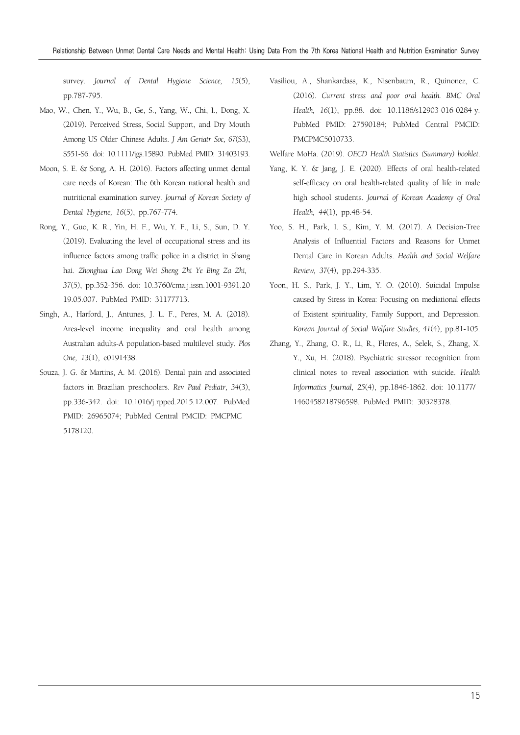survey. *Journal of Dental Hygiene Science, 15*(5), pp.787-795.

Mao, W., Chen, Y., Wu, B., Ge, S., Yang, W., Chi, I., Dong, X. (2019). Perceived Stress, Social Support, and Dry Mouth Among US Older Chinese Adults. *J Am Geriatr Soc, 67*(S3), S551-S6. doi: 10.1111/jgs.15890. PubMed PMID: 31403193.

Moon, S. E. & Song, A. H. (2016). Factors affecting unmet dental care needs of Korean: The 6th Korean national health and nutritional examination survey. *Journal of Korean Society of Dental Hygiene, 16*(5), pp.767-774.

Rong, Y., Guo, K. R., Yin, H. F., Wu, Y. F., Li, S., Sun, D. Y. (2019). Evaluating the level of occupational stress and its influence factors among traffic police in a district in Shang hai. *Zhonghua Lao Dong Wei Sheng Zhi Ye Bing Za Zhi, 37*(5), pp.352-356. doi: 10.3760/cma.j.issn.1001-9391.20 19.05.007. PubMed PMID: 31177713.

Singh, A., Harford, J., Antunes, J. L. F., Peres, M. A. (2018). Area-level income inequality and oral health among Australian adults-A population-based multilevel study. *Plos One, 13*(1), e0191438.

Souza, J. G. & Martins, A. M. (2016). Dental pain and associated factors in Brazilian preschoolers. *Rev Paul Pediatr, 34*(3), pp.336-342. doi: 10.1016/j.rpped.2015.12.007. PubMed PMID: 26965074; PubMed Central PMCID: PMCPMC 5178120.

Vasiliou, A., Shankardass, K., Nisenbaum, R., Quinonez, C. (2016). *Current stress and poor oral health. BMC Oral Health, 16*(1), pp.88. doi: 10.1186/s12903-016-0284-y. PubMed PMID: 27590184; PubMed Central PMCID: PMCPMC5010733.

Welfare MoHa. (2019). *OECD Health Statistics (Summary) booklet*.

Yang, K. Y. & Jang, J. E. (2020). Effects of oral health-related self-efficacy on oral health-related quality of life in male high school students. *Journal of Korean Academy of Oral Health, 44*(1), pp.48-54.

Yoo, S. H., Park, I. S., Kim, Y. M. (2017). A Decision-Tree Analysis of Influential Factors and Reasons for Unmet Dental Care in Korean Adults. *Health and Social Welfare Review, 37*(4), pp.294-335.

Yoon, H. S., Park, J. Y., Lim, Y. O. (2010). Suicidal Impulse caused by Stress in Korea: Focusing on mediational effects of Existent spirituality, Family Support, and Depression. *Korean Journal of Social Welfare Studies, 41*(4), pp.81-105.

Zhang, Y., Zhang, O. R., Li, R., Flores, A., Selek, S., Zhang, X. Y., Xu, H. (2018). Psychiatric stressor recognition from clinical notes to reveal association with suicide. *Health Informatics Journal, 25*(4), pp.1846-1862. doi: 10.1177/ 1460458218796598. PubMed PMID: 30328378.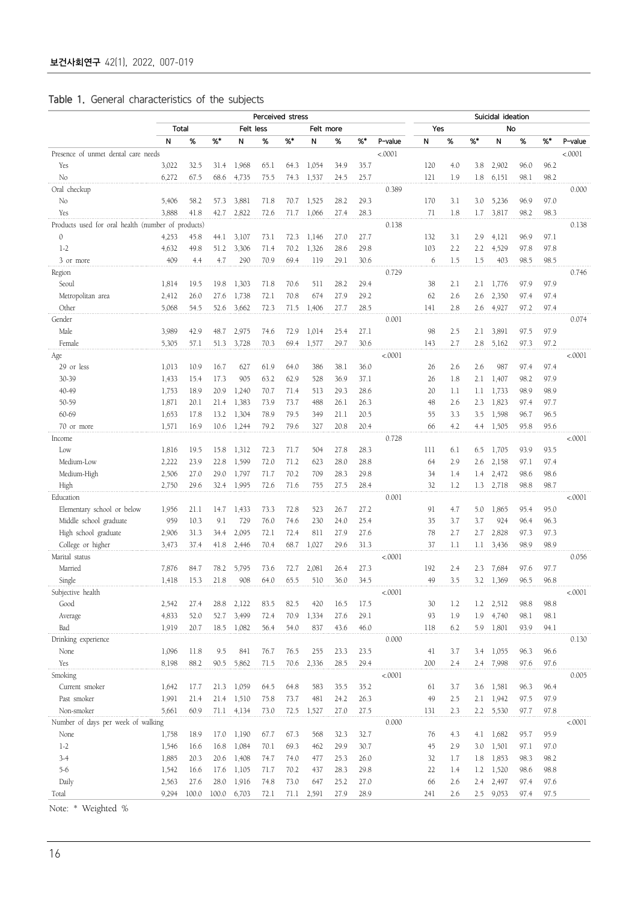Table 1. General characteristics of the subjects

| | Perceived stress | | | | | | | | | | Suicidal ideation | | | | | | |
|---|---|---|---|---|---|---|---|---|---|---|---|---|---|---|---|---|---|
| | Total | | | Felt less | | | Felt more | | | | Yes | | | No | | | |
| | N | % | %* | N | % | %* | N | % | %* | P-value | N | % | %* | N | % | %* | P-value |
| Presence of unmet dental care needs | | | | | | | | | | <.0001 | | | | | | | <.0001 |
| Yes | 3,022 | 32.5 | 31.4 | 1,968 | 65.1 | 64.3 | 1,054 | 34.9 | 35.7 | | 120 | 4.0 | 3.8 | 2,902 | 96.0 | 96.2 | |
| No | 6,272 | 67.5 | 68.6 | 4,735 | 75.5 | 74.3 | 1,537 | 24.5 | 25.7 | | 121 | 1.9 | 1.8 | 6,151 | 98.1 | 98.2 | |
| Oral checkup | | | | | | | | | | 0.389 | | | | | | | 0.000 |
| No | 5,406 | 58.2 | 57.3 | 3,881 | 71.8 | 70.7 | 1,525 | 28.2 | 29.3 | | 170 | 3.1 | 3.0 | 5,236 | 96.9 | 97.0 | |
| Yes | 3,888 | 41.8 | 42.7 | 2,822 | 72.6 | 71.7 | 1,066 | 27.4 | 28.3 | | 71 | 1.8 | 1.7 | 3,817 | 98.2 | 98.3 | |
| Products used for oral health (number of products) | | | | | | | | | | 0.138 | | | | | | | 0.138 |
| 0 | 4,253 | 45.8 | 44.1 | 3,107 | 73.1 | 72.3 | 1,146 | 27.0 | 27.7 | | 132 | 3.1 | 2.9 | 4,121 | 96.9 | 97.1 | |
| 1-2 | 4,632 | 49.8 | 51.2 | 3,306 | 71.4 | 70.2 | 1,326 | 28.6 | 29.8 | | 103 | 2.2 | 2.2 | 4,529 | 97.8 | 97.8 | |
| 3 or more | 409 | 4.4 | 4.7 | 290 | 70.9 | 69.4 | 119 | 29.1 | 30.6 | | 6 | 1.5 | 1.5 | 403 | 98.5 | 98.5 | |
| Region | | | | | | | | | | 0.729 | | | | | | | 0.746 |
| Seoul | 1,814 | 19.5 | 19.8 | 1,303 | 71.8 | 70.6 | 511 | 28.2 | 29.4 | | 38 | 2.1 | 2.1 | 1,776 | 97.9 | 97.9 | |
| Metropolitan area | 2,412 | 26.0 | 27.6 | 1,738 | 72.1 | 70.8 | 674 | 27.9 | 29.2 | | 62 | 2.6 | 2.6 | 2,350 | 97.4 | 97.4 | |
| Other | 5,068 | 54.5 | 52.6 | 3,662 | 72.3 | 71.5 | 1,406 | 27.7 | 28.5 | | 141 | 2.8 | 2.6 | 4,927 | 97.2 | 97.4 | |
| Gender | | | | | | | | | | 0.001 | | | | | | | 0.074 |
| Male | 3,989 | 42.9 | 48.7 | 2,975 | 74.6 | 72.9 | 1,014 | 25.4 | 27.1 | | 98 | 2.5 | 2.1 | 3,891 | 97.5 | 97.9 | |
| Female | 5,305 | 57.1 | 51.3 | 3,728 | 70.3 | 69.4 | 1,577 | 29.7 | 30.6 | | 143 | 2.7 | 2.8 | 5,162 | 97.3 | 97.2 | |
| Age | | | | | | | | | | <.0001 | | | | | | | <.0001 |
| 29 or less | 1,013 | 10.9 | 16.7 | 627 | 61.9 | 64.0 | 386 | 38.1 | 36.0 | | 26 | 2.6 | 2.6 | 987 | 97.4 | 97.4 | |
| 30-39 | 1,433 | 15.4 | 17.3 | 905 | 63.2 | 62.9 | 528 | 36.9 | 37.1 | | 26 | 1.8 | 2.1 | 1,407 | 98.2 | 97.9 | |
| 40-49 | 1,753 | 18.9 | 20.9 | 1,240 | 70.7 | 71.4 | 513 | 29.3 | 28.6 | | 20 | 1.1 | 1.1 | 1,733 | 98.9 | 98.9 | |
| 50-59 | 1,871 | 20.1 | 21.4 | 1,383 | 73.9 | 73.7 | 488 | 26.1 | 26.3 | | 48 | 2.6 | 2.3 | 1,823 | 97.4 | 97.7 | |
| 60-69 | 1,653 | 17.8 | 13.2 | 1,304 | 78.9 | 79.5 | 349 | 21.1 | 20.5 | | 55 | 3.3 | 3.5 | 1,598 | 96.7 | 96.5 | |
| 70 or more | 1,571 | 16.9 | 10.6 | 1,244 | 79.2 | 79.6 | 327 | 20.8 | 20.4 | | 66 | 4.2 | 4.4 | 1,505 | 95.8 | 95.6 | |
| Income | | | | | | | | | | 0.728 | | | | | | | <.0001 |
| Low | 1,816 | 19.5 | 15.8 | 1,312 | 72.3 | 71.7 | 504 | 27.8 | 28.3 | | 111 | 6.1 | 6.5 | 1,705 | 93.9 | 93.5 | |
| Medium-Low | 2,222 | 23.9 | 22.8 | 1,599 | 72.0 | 71.2 | 623 | 28.0 | 28.8 | | 64 | 2.9 | 2.6 | 2,158 | 97.1 | 97.4 | |
| Medium-High | 2,506 | 27.0 | 29.0 | 1,797 | 71.7 | 70.2 | 709 | 28.3 | 29.8 | | 34 | 1.4 | 1.4 | 2,472 | 98.6 | 98.6 | |
| High | 2,750 | 29.6 | 32.4 | 1,995 | 72.6 | 71.6 | 755 | 27.5 | 28.4 | | 32 | 1.2 | 1.3 | 2,718 | 98.8 | 98.7 | |
| Education | | | | | | | | | | 0.001 | | | | | | | <.0001 |
| Elementary school or below | 1,956 | 21.1 | 14.7 | 1,433 | 73.3 | 72.8 | 523 | 26.7 | 27.2 | | 91 | 4.7 | 5.0 | 1,865 | 95.4 | 95.0 | |
| Middle school graduate | 959 | 10.3 | 9.1 | 729 | 76.0 | 74.6 | 230 | 24.0 | 25.4 | | 35 | 3.7 | 3.7 | 924 | 96.4 | 96.3 | |
| High school graduate | 2,906 | 31.3 | 34.4 | 2,095 | 72.1 | 72.4 | 811 | 27.9 | 27.6 | | 78 | 2.7 | 2.7 | 2,828 | 97.3 | 97.3 | |
| College or higher | 3,473 | 37.4 | 41.8 | 2,446 | 70.4 | 68.7 | 1,027 | 29.6 | 31.3 | | 37 | 1.1 | 1.1 | 3,436 | 98.9 | 98.9 | |
| Marital status | | | | | | | | | | <.0001 | | | | | | | 0.056 |
| Married | 7,876 | 84.7 | 78.2 | 5,795 | 73.6 | 72.7 | 2,081 | 26.4 | 27.3 | | 192 | 2.4 | 2.3 | 7,684 | 97.6 | 97.7 | |
| Single | 1,418 | 15.3 | 21.8 | 908 | 64.0 | 65.5 | 510 | 36.0 | 34.5 | | 49 | 3.5 | 3.2 | 1,369 | 96.5 | 96.8 | |
| Subjective health | | | | | | | | | | <.0001 | | | | | | | <.0001 |
| Good | 2,542 | 27.4 | 28.8 | 2,122 | 83.5 | 82.5 | 420 | 16.5 | 17.5 | | 30 | 1.2 | 1.2 | 2,512 | 98.8 | 98.8 | |
| Average | 4,833 | 52.0 | 52.7 | 3,499 | 72.4 | 70.9 | 1,334 | 27.6 | 29.1 | | 93 | 1.9 | 1.9 | 4,740 | 98.1 | 98.1 | |
| Bad | 1,919 | 20.7 | 18.5 | 1,082 | 56.4 | 54.0 | 837 | 43.6 | 46.0 | | 118 | 6.2 | 5.9 | 1,801 | 93.9 | 94.1 | |
| Drinking experience | | | | | | | | | | 0.000 | | | | | | | 0.130 |
| None | 1,096 | 11.8 | 9.5 | 841 | 76.7 | 76.5 | 255 | 23.3 | 23.5 | | 41 | 3.7 | 3.4 | 1,055 | 96.3 | 96.6 | |
| Yes | 8,198 | 88.2 | 90.5 | 5,862 | 71.5 | 70.6 | 2,336 | 28.5 | 29.4 | | 200 | 2.4 | 2.4 | 7,998 | 97.6 | 97.6 | |
| Smoking | | | | | | | | | | <.0001 | | | | | | | 0.005 |
| Current smoker | 1,642 | 17.7 | 21.3 | 1,059 | 64.5 | 64.8 | 583 | 35.5 | 35.2 | | 61 | 3.7 | 3.6 | 1,581 | 96.3 | 96.4 | |
| Past smoker | 1,991 | 21.4 | 21.4 | 1,510 | 75.8 | 73.7 | 481 | 24.2 | 26.3 | | 49 | 2.5 | 2.1 | 1,942 | 97.5 | 97.9 | |
| Non-smoker | 5,661 | 60.9 | 71.1 | 4,134 | 73.0 | 72.5 | 1,527 | 27.0 | 27.5 | | 131 | 2.3 | 2.2 | 5,530 | 97.7 | 97.8 | |
| Number of days per week of walking | | | | | | | | | | 0.000 | | | | | | | <.0001 |
| None | 1,758 | 18.9 | 17.0 | 1,190 | 67.7 | 67.3 | 568 | 32.3 | 32.7 | | 76 | 4.3 | 4.1 | 1,682 | 95.7 | 95.9 | |
| 1-2 | 1,546 | 16.6 | 16.8 | 1,084 | 70.1 | 69.3 | 462 | 29.9 | 30.7 | | 45 | 2.9 | 3.0 | 1,501 | 97.1 | 97.0 | |
| 3-4 | 1,885 | 20.3 | 20.6 | 1,408 | 74.7 | 74.0 | 477 | 25.3 | 26.0 | | 32 | 1.7 | 1.8 | 1,853 | 98.3 | 98.2 | |
| 5-6 | 1,542 | 16.6 | 17.6 | 1,105 | 71.7 | 70.2 | 437 | 28.3 | 29.8 | | 22 | 1.4 | 1.2 | 1,520 | 98.6 | 98.8 | |
| Daily | 2,563 | 27.6 | 28.0 | 1,916 | 74.8 | 73.0 | 647 | 25.2 | 27.0 | | 66 | 2.6 | 2.4 | 2,497 | 97.4 | 97.6 | |
| Total | 9,294 | 100.0 | 100.0 | 6,703 | 72.1 | 71.1 | 2,591 | 27.9 | 28.9 | | 241 | 2.6 | 2.5 | 9,053 | 97.4 | 97.5 | |

Note: * Weighted %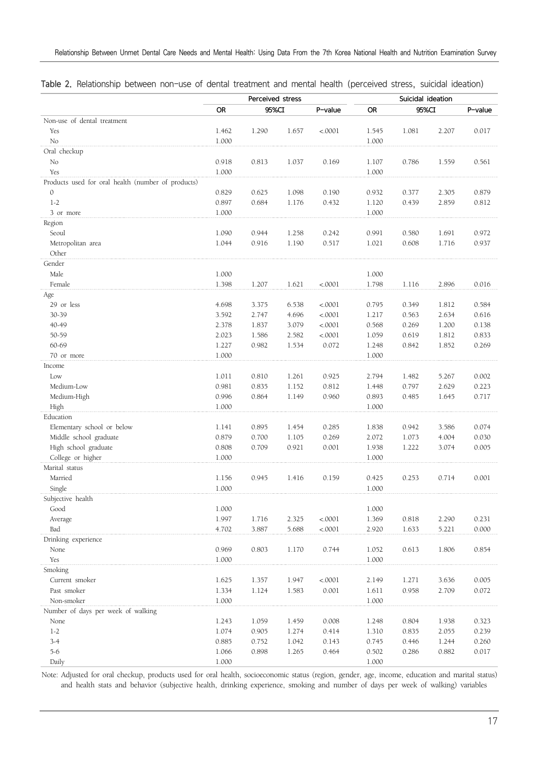**Table 2.** Relationship between non-use of dental treatment and mental health (perceived stress, suicidal ideation)

| | Perceived stress | | | | Suicidal ideation | | | |
|---|---|---|---|---|---|---|---|---|
| | OR | 95%CI | | P-value | OR | 95%CI | | P-value |
| Non-use of dental treatment | | | | | | | | |
| Yes | 1.462 | 1.290 | 1.657 | <.0001 | 1.545 | 1.081 | 2.207 | 0.017 |
| No | 1.000 | | | | 1.000 | | | |
| Oral checkup | | | | | | | | |
| No | 0.918 | 0.813 | 1.037 | 0.169 | 1.107 | 0.786 | 1.559 | 0.561 |
| Yes | 1.000 | | | | 1.000 | | | |
| Products used for oral health (number of products) | | | | | | | | |
| 0 | 0.829 | 0.625 | 1.098 | 0.190 | 0.932 | 0.377 | 2.305 | 0.879 |
| 1-2 | 0.897 | 0.684 | 1.176 | 0.432 | 1.120 | 0.439 | 2.859 | 0.812 |
| 3 or more | 1.000 | | | | 1.000 | | | |
| Region | | | | | | | | |
| Seoul | 1.090 | 0.944 | 1.258 | 0.242 | 0.991 | 0.580 | 1.691 | 0.972 |
| Metropolitan area | 1.044 | 0.916 | 1.190 | 0.517 | 1.021 | 0.608 | 1.716 | 0.937 |
| Other | | | | | | | | |
| Gender | | | | | | | | |
| Male | 1.000 | | | | 1.000 | | | |
| Female | 1.398 | 1.207 | 1.621 | <.0001 | 1.798 | 1.116 | 2.896 | 0.016 |
| Age | | | | | | | | |
| 29 or less | 4.698 | 3.375 | 6.538 | <.0001 | 0.795 | 0.349 | 1.812 | 0.584 |
| 30-39 | 3.592 | 2.747 | 4.696 | <.0001 | 1.217 | 0.563 | 2.634 | 0.616 |
| 40-49 | 2.378 | 1.837 | 3.079 | <.0001 | 0.568 | 0.269 | 1.200 | 0.138 |
| 50-59 | 2.023 | 1.586 | 2.582 | <.0001 | 1.059 | 0.619 | 1.812 | 0.833 |
| 60-69 | 1.227 | 0.982 | 1.534 | 0.072 | 1.248 | 0.842 | 1.852 | 0.269 |
| 70 or more | 1.000 | | | | 1.000 | | | |
| Income | | | | | | | | |
| Low | 1.011 | 0.810 | 1.261 | 0.925 | 2.794 | 1.482 | 5.267 | 0.002 |
| Medium-Low | 0.981 | 0.835 | 1.152 | 0.812 | 1.448 | 0.797 | 2.629 | 0.223 |
| Medium-High | 0.996 | 0.864 | 1.149 | 0.960 | 0.893 | 0.485 | 1.645 | 0.717 |
| High | 1.000 | | | | 1.000 | | | |
| Education | | | | | | | | |
| Elementary school or below | 1.141 | 0.895 | 1.454 | 0.285 | 1.838 | 0.942 | 3.586 | 0.074 |
| Middle school graduate | 0.879 | 0.700 | 1.105 | 0.269 | 2.072 | 1.073 | 4.004 | 0.030 |
| High school graduate | 0.808 | 0.709 | 0.921 | 0.001 | 1.938 | 1.222 | 3.074 | 0.005 |
| College or higher | 1.000 | | | | 1.000 | | | |
| Marital status | | | | | | | | |
| Married | 1.156 | 0.945 | 1.416 | 0.159 | 0.425 | 0.253 | 0.714 | 0.001 |
| Single | 1.000 | | | | 1.000 | | | |
| Subjective health | | | | | | | | |
| Good | 1.000 | | | | 1.000 | | | |
| Average | 1.997 | 1.716 | 2.325 | <.0001 | 1.369 | 0.818 | 2.290 | 0.231 |
| Bad | 4.702 | 3.887 | 5.688 | <.0001 | 2.920 | 1.633 | 5.221 | 0.000 |
| Drinking experience | | | | | | | | |
| None | 0.969 | 0.803 | 1.170 | 0.744 | 1.052 | 0.613 | 1.806 | 0.854 |
| Yes | 1.000 | | | | 1.000 | | | |
| Smoking | | | | | | | | |
| Current smoker | 1.625 | 1.357 | 1.947 | <.0001 | 2.149 | 1.271 | 3.636 | 0.005 |
| Past smoker | 1.334 | 1.124 | 1.583 | 0.001 | 1.611 | 0.958 | 2.709 | 0.072 |
| Non-smoker | 1.000 | | | | 1.000 | | | |
| Number of days per week of walking | | | | | | | | |
| None | 1.243 | 1.059 | 1.459 | 0.008 | 1.248 | 0.804 | 1.938 | 0.323 |
| 1-2 | 1.074 | 0.905 | 1.274 | 0.414 | 1.310 | 0.835 | 2.055 | 0.239 |
| 3-4 | 0.885 | 0.752 | 1.042 | 0.143 | 0.745 | 0.446 | 1.244 | 0.260 |
| 5-6 | 1.066 | 0.898 | 1.265 | 0.464 | 0.502 | 0.286 | 0.882 | 0.017 |
| Daily | 1.000 | | | | 1.000 | | | |

Note: Adjusted for oral checkup, products used for oral health, socioeconomic status (region, gender, age, income, education and marital status) and health stats and behavior (subjective health, drinking experience, smoking and number of days per week of walking) variables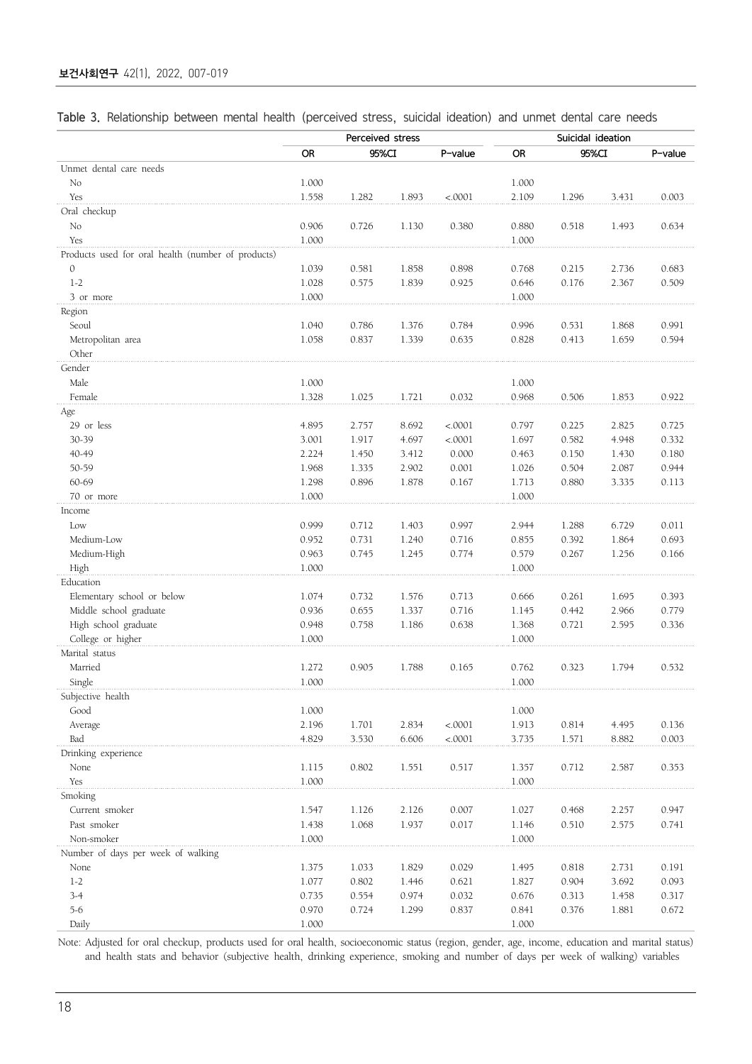**Table 3.** Relationship between mental health (perceived stress, suicidal ideation) and unmet dental care needs

| | Perceived stress | | | | Suicidal ideation | | | |
|---|---|---|---|---|---|---|---|---|
| | OR | 95%CI | | P-value | OR | 95%CI | | P-value |
| Unmet dental care needs | | | | | | | | |
| No | 1.000 | | | | 1.000 | | | |
| Yes | 1.558 | 1.282 | 1.893 | <.0001 | 2.109 | 1.296 | 3.431 | 0.003 |
| Oral checkup | | | | | | | | |
| No | 0.906 | 0.726 | 1.130 | 0.380 | 0.880 | 0.518 | 1.493 | 0.634 |
| Yes | 1.000 | | | | 1.000 | | | |
| Products used for oral health (number of products) | | | | | | | | |
| 0 | 1.039 | 0.581 | 1.858 | 0.898 | 0.768 | 0.215 | 2.736 | 0.683 |
| 1-2 | 1.028 | 0.575 | 1.839 | 0.925 | 0.646 | 0.176 | 2.367 | 0.509 |
| 3 or more | 1.000 | | | | 1.000 | | | |
| Region | | | | | | | | |
| Seoul | 1.040 | 0.786 | 1.376 | 0.784 | 0.996 | 0.531 | 1.868 | 0.991 |
| Metropolitan area | 1.058 | 0.837 | 1.339 | 0.635 | 0.828 | 0.413 | 1.659 | 0.594 |
| Other | | | | | | | | |
| Gender | | | | | | | | |
| Male | 1.000 | | | | 1.000 | | | |
| Female | 1.328 | 1.025 | 1.721 | 0.032 | 0.968 | 0.506 | 1.853 | 0.922 |
| Age | | | | | | | | |
| 29 or less | 4.895 | 2.757 | 8.692 | <.0001 | 0.797 | 0.225 | 2.825 | 0.725 |
| 30-39 | 3.001 | 1.917 | 4.697 | <.0001 | 1.697 | 0.582 | 4.948 | 0.332 |
| 40-49 | 2.224 | 1.450 | 3.412 | 0.000 | 0.463 | 0.150 | 1.430 | 0.180 |
| 50-59 | 1.968 | 1.335 | 2.902 | 0.001 | 1.026 | 0.504 | 2.087 | 0.944 |
| 60-69 | 1.298 | 0.896 | 1.878 | 0.167 | 1.713 | 0.880 | 3.335 | 0.113 |
| 70 or more | 1.000 | | | | 1.000 | | | |
| Income | | | | | | | | |
| Low | 0.999 | 0.712 | 1.403 | 0.997 | 2.944 | 1.288 | 6.729 | 0.011 |
| Medium-Low | 0.952 | 0.731 | 1.240 | 0.716 | 0.855 | 0.392 | 1.864 | 0.693 |
| Medium-High | 0.963 | 0.745 | 1.245 | 0.774 | 0.579 | 0.267 | 1.256 | 0.166 |
| High | 1.000 | | | | 1.000 | | | |
| Education | | | | | | | | |
| Elementary school or below | 1.074 | 0.732 | 1.576 | 0.713 | 0.666 | 0.261 | 1.695 | 0.393 |
| Middle school graduate | 0.936 | 0.655 | 1.337 | 0.716 | 1.145 | 0.442 | 2.966 | 0.779 |
| High school graduate | 0.948 | 0.758 | 1.186 | 0.638 | 1.368 | 0.721 | 2.595 | 0.336 |
| College or higher | 1.000 | | | | 1.000 | | | |
| Marital status | | | | | | | | |
| Married | 1.272 | 0.905 | 1.788 | 0.165 | 0.762 | 0.323 | 1.794 | 0.532 |
| Single | 1.000 | | | | 1.000 | | | |
| Subjective health | | | | | | | | |
| Good | 1.000 | | | | 1.000 | | | |
| Average | 2.196 | 1.701 | 2.834 | <.0001 | 1.913 | 0.814 | 4.495 | 0.136 |
| Bad | 4.829 | 3.530 | 6.606 | <.0001 | 3.735 | 1.571 | 8.882 | 0.003 |
| Drinking experience | | | | | | | | |
| None | 1.115 | 0.802 | 1.551 | 0.517 | 1.357 | 0.712 | 2.587 | 0.353 |
| Yes | 1.000 | | | | 1.000 | | | |
| Smoking | | | | | | | | |
| Current smoker | 1.547 | 1.126 | 2.126 | 0.007 | 1.027 | 0.468 | 2.257 | 0.947 |
| Past smoker | 1.438 | 1.068 | 1.937 | 0.017 | 1.146 | 0.510 | 2.575 | 0.741 |
| Non-smoker | 1.000 | | | | 1.000 | | | |
| Number of days per week of walking | | | | | | | | |
| None | 1.375 | 1.033 | 1.829 | 0.029 | 1.495 | 0.818 | 2.731 | 0.191 |
| 1-2 | 1.077 | 0.802 | 1.446 | 0.621 | 1.827 | 0.904 | 3.692 | 0.093 |
| 3-4 | 0.735 | 0.554 | 0.974 | 0.032 | 0.676 | 0.313 | 1.458 | 0.317 |
| 5-6 | 0.970 | 0.724 | 1.299 | 0.837 | 0.841 | 0.376 | 1.881 | 0.672 |
| Daily | 1.000 | | | | 1.000 | | | |

Note: Adjusted for oral checkup, products used for oral health, socioeconomic status (region, gender, age, income, education and marital status) and health stats and behavior (subjective health, drinking experience, smoking and number of days per week of walking) variables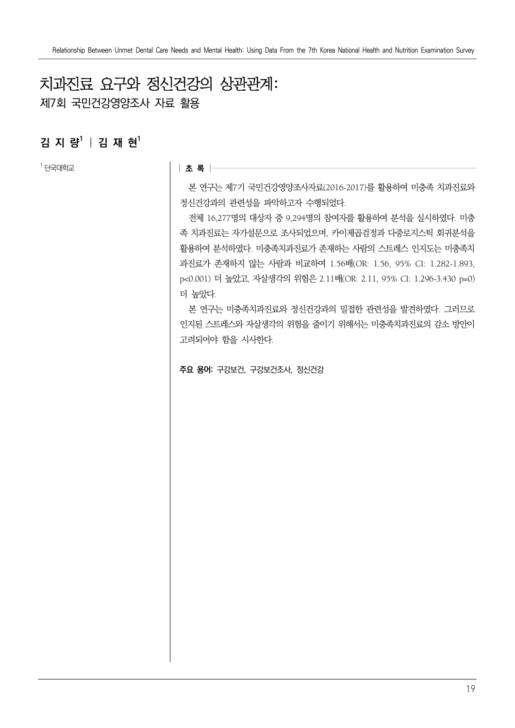# 치과진료 요구와 정신건강의 상관관계:

제7회 국민건강영양조사 자료 활용

**김 지 량[1] | 김 재 현[1]**

[1] 단국대학교

## 초 록

본 연구는 제7기 국민건강영양조사자료(2016-2017)를 활용하여 미충족 치과진료와 정신건강과의 관련성을 파악하고자 수행되었다.

전체 16,277명의 대상자 중 9,294명의 참여자를 활용하여 분석을 실시하였다. 미충족 치과진료는 자가설문으로 조사되었으며, 카이제곱검정과 다중로지스틱 회귀분석을 활용하여 분석하였다. 미충족치과진료가 존재하는 사람의 스트레스 인지도는 미충족치과진료가 존재하지 않는 사람과 비교하여 1.56배(OR: 1.56, 95% CI: 1.282-1.893, $p<0.001$) 더 높았고, 자살생각의 위험은 2.11배(OR: 2.11, 95% CI: 1.296-3.430 $p=0$) 더 높았다.

본 연구는 미충족치과진료와 정신건강과의 밀접한 관련성을 발견하였다. 그러므로 인지된 스트레스와 자살생각의 위험을 줄이기 위해서는 미충족치과진료의 감소 방안이 고려되어야 함을 시사한다.

**주요 용어:** 구강보건, 구강보건조사, 정신건강